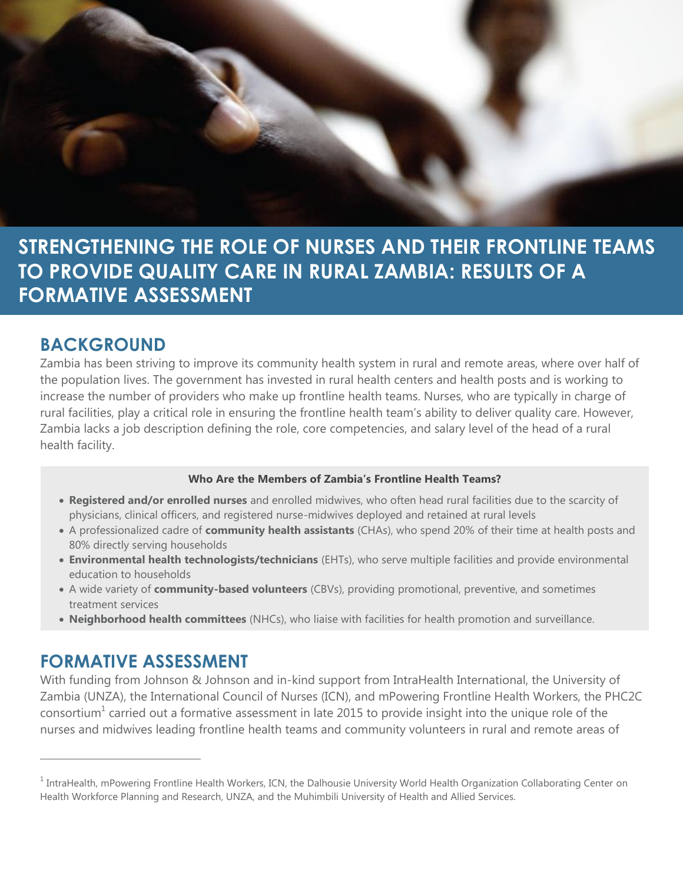# STRENGTHENING THE ROLE OF NURSES AND THEIR FRONTLINE TEAMS TO PROVIDE QUALITY CARE IN RURAL ZAMBIA: RESULTS OF A FORMATIVE ASSESSMENT

## BACKGROUND

Zambia has been striving to improve its community health system in rural and remote areas, where over half of the population lives. The government has invested in rural health centers and health posts and is working to increase the number of providers who make up frontline health teams. Nurses, who are typically in charge of rural facilities, play a critical role in ensuring the frontline health team's ability to deliver quality care. However, Zambia lacks a job description defining the role, core competencies, and salary level of the head of a rural health facility.

**Who Are the Members of Zambia's Frontline Health Teams?**

- **Registered and/or enrolled nurses** and enrolled midwives, who often head rural facilities due to the scarcity of physicians, clinical officers, and registered nurse-midwives deployed and retained at rural levels
- A professionalized cadre of **community health assistants** (CHAs), who spend 20% of their time at health posts and 80% directly serving households
- **Environmental health technologists/technicians** (EHTs), who serve multiple facilities and provide environmental education to households
- A wide variety of **community-based volunteers** (CBVs), providing promotional, preventive, and sometimes treatment services
- **Neighborhood health committees** (NHCs), who liaise with facilities for health promotion and surveillance.

## FORMATIVE ASSESSMENT

With funding from Johnson & Johnson and in-kind support from IntraHealth International, the University of Zambia (UNZA), the International Council of Nurses (ICN), and mPowering Frontline Health Workers, the PHC2C consortium[1] carried out a formative assessment in late 2015 to provide insight into the unique role of the nurses and midwives leading frontline health teams and community volunteers in rural and remote areas of

[1] IntraHealth, mPowering Frontline Health Workers, ICN, the Dalhousie University World Health Organization Collaborating Center on Health Workforce Planning and Research, UNZA, and the Muhimbili University of Health and Allied Services.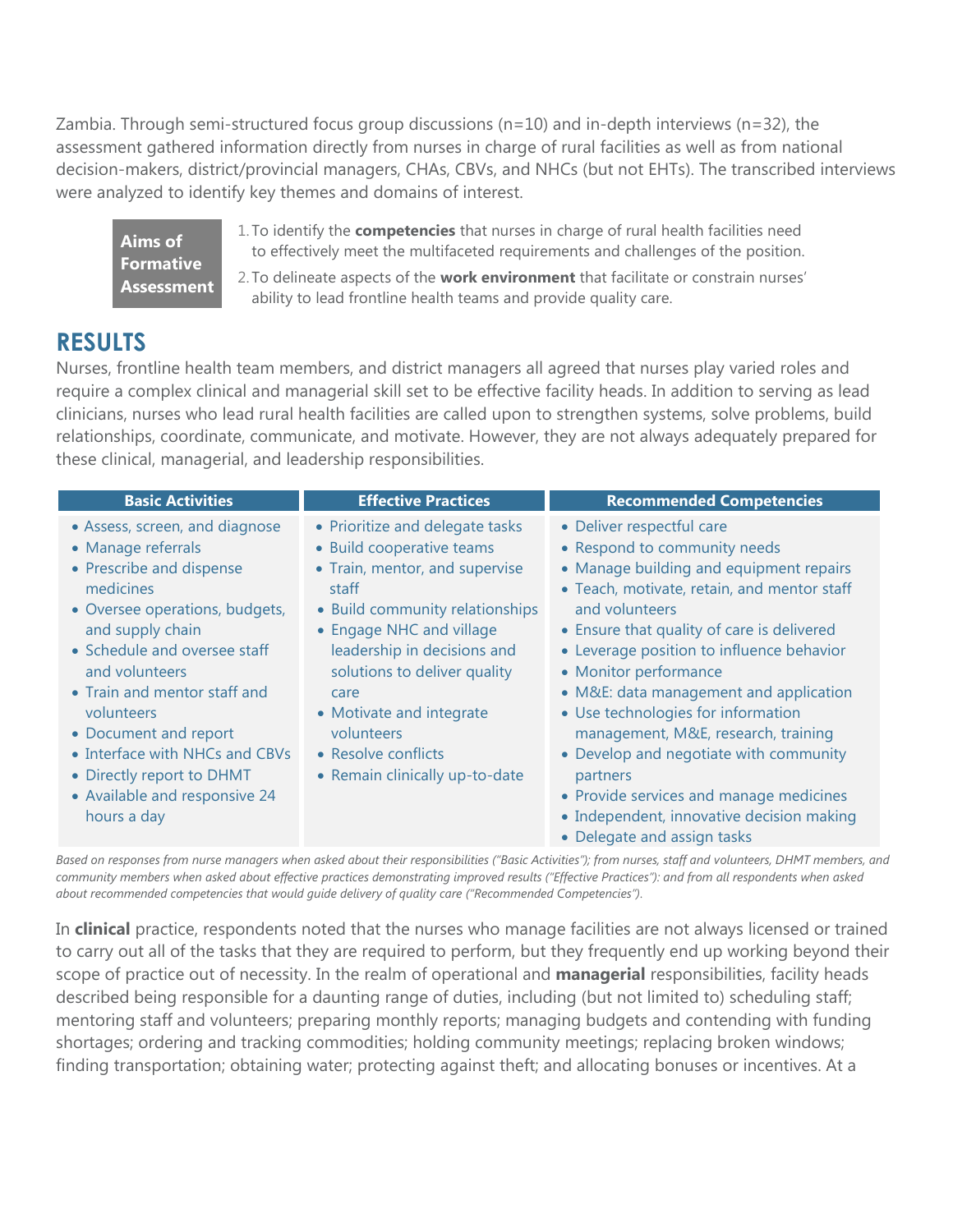Zambia. Through semi-structured focus group discussions (n=10) and in-depth interviews (n=32), the assessment gathered information directly from nurses in charge of rural facilities as well as from national decision-makers, district/provincial managers, CHAs, CBVs, and NHCs (but not EHTs). The transcribed interviews were analyzed to identify key themes and domains of interest.

**Aims of Formative Assessment**

1. To identify the **competencies** that nurses in charge of rural health facilities need to effectively meet the multifaceted requirements and challenges of the position.
2. To delineate aspects of the **work environment** that facilitate or constrain nurses' ability to lead frontline health teams and provide quality care.

# RESULTS

Nurses, frontline health team members, and district managers all agreed that nurses play varied roles and require a complex clinical and managerial skill set to be effective facility heads. In addition to serving as lead clinicians, nurses who lead rural health facilities are called upon to strengthen systems, solve problems, build relationships, coordinate, communicate, and motivate. However, they are not always adequately prepared for these clinical, managerial, and leadership responsibilities.

| Basic Activities | Effective Practices | Recommended Competencies |
|---|---|---|
| • Assess, screen, and diagnose<br>• Manage referrals<br>• Prescribe and dispense medicines<br>• Oversee operations, budgets, and supply chain<br>• Schedule and oversee staff and volunteers<br>• Train and mentor staff and volunteers<br>• Document and report<br>• Interface with NHCs and CBVs<br>• Directly report to DHMT<br>• Available and responsive 24 hours a day | • Prioritize and delegate tasks<br>• Build cooperative teams<br>• Train, mentor, and supervise staff<br>• Build community relationships<br>• Engage NHC and village leadership in decisions and solutions to deliver quality care<br>• Motivate and integrate volunteers<br>• Resolve conflicts<br>• Remain clinically up-to-date | • Deliver respectful care<br>• Respond to community needs<br>• Manage building and equipment repairs<br>• Teach, motivate, retain, and mentor staff and volunteers<br>• Ensure that quality of care is delivered<br>• Leverage position to influence behavior<br>• Monitor performance<br>• M&E: data management and application<br>• Use technologies for information management, M&E, research, training<br>• Develop and negotiate with community partners<br>• Provide services and manage medicines<br>• Independent, innovative decision making<br>• Delegate and assign tasks |

*Based on responses from nurse managers when asked about their responsibilities ("Basic Activities"); from nurses, staff and volunteers, DHMT members, and community members when asked about effective practices demonstrating improved results ("Effective Practices"): and from all respondents when asked about recommended competencies that would guide delivery of quality care ("Recommended Competencies").*

In **clinical** practice, respondents noted that the nurses who manage facilities are not always licensed or trained to carry out all of the tasks that they are required to perform, but they frequently end up working beyond their scope of practice out of necessity. In the realm of operational and **managerial** responsibilities, facility heads described being responsible for a daunting range of duties, including (but not limited to) scheduling staff; mentoring staff and volunteers; preparing monthly reports; managing budgets and contending with funding shortages; ordering and tracking commodities; holding community meetings; replacing broken windows; finding transportation; obtaining water; protecting against theft; and allocating bonuses or incentives. At a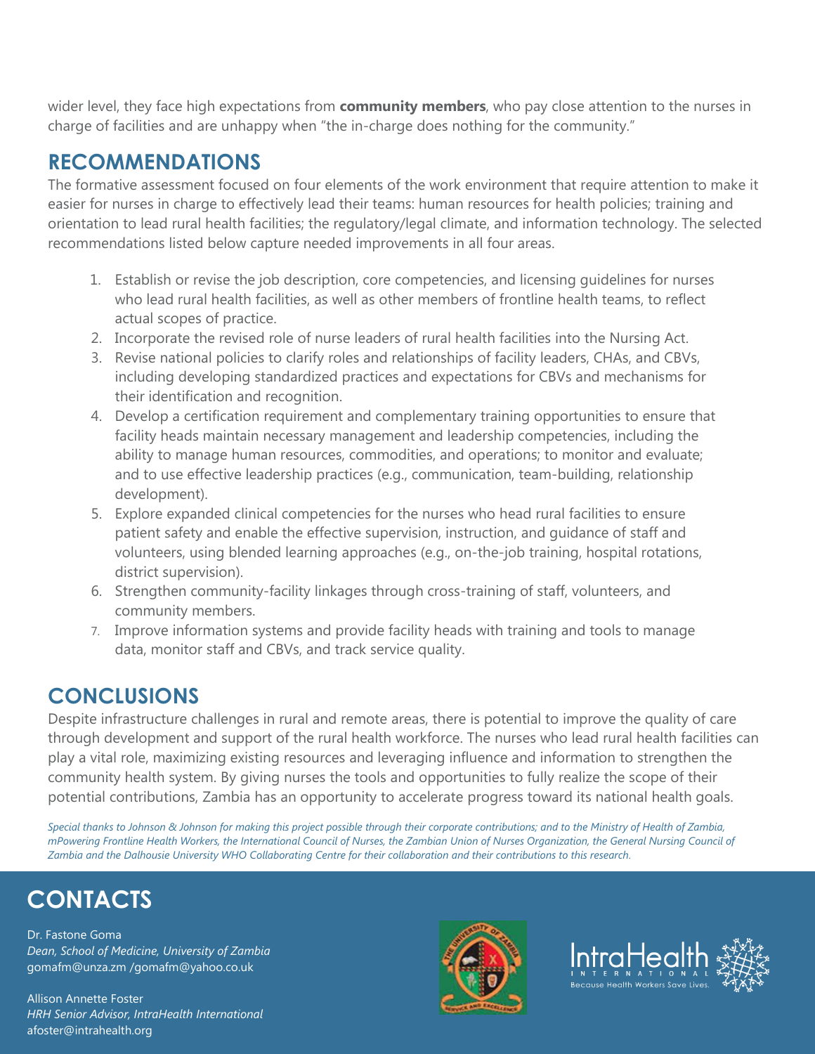wider level, they face high expectations from **community members**, who pay close attention to the nurses in charge of facilities and are unhappy when "the in-charge does nothing for the community."

## RECOMMENDATIONS

The formative assessment focused on four elements of the work environment that require attention to make it easier for nurses in charge to effectively lead their teams: human resources for health policies; training and orientation to lead rural health facilities; the regulatory/legal climate, and information technology. The selected recommendations listed below capture needed improvements in all four areas.

1. Establish or revise the job description, core competencies, and licensing guidelines for nurses who lead rural health facilities, as well as other members of frontline health teams, to reflect actual scopes of practice.
2. Incorporate the revised role of nurse leaders of rural health facilities into the Nursing Act.
3. Revise national policies to clarify roles and relationships of facility leaders, CHAs, and CBVs, including developing standardized practices and expectations for CBVs and mechanisms for their identification and recognition.
4. Develop a certification requirement and complementary training opportunities to ensure that facility heads maintain necessary management and leadership competencies, including the ability to manage human resources, commodities, and operations; to monitor and evaluate; and to use effective leadership practices (e.g., communication, team-building, relationship development).
5. Explore expanded clinical competencies for the nurses who head rural facilities to ensure patient safety and enable the effective supervision, instruction, and guidance of staff and volunteers, using blended learning approaches (e.g., on-the-job training, hospital rotations, district supervision).
6. Strengthen community-facility linkages through cross-training of staff, volunteers, and community members.
7. Improve information systems and provide facility heads with training and tools to manage data, monitor staff and CBVs, and track service quality.

## CONCLUSIONS

Despite infrastructure challenges in rural and remote areas, there is potential to improve the quality of care through development and support of the rural health workforce. The nurses who lead rural health facilities can play a vital role, maximizing existing resources and leveraging influence and information to strengthen the community health system. By giving nurses the tools and opportunities to fully realize the scope of their potential contributions, Zambia has an opportunity to accelerate progress toward its national health goals.

*Special thanks to Johnson & Johnson for making this project possible through their corporate contributions; and to the Ministry of Health of Zambia, mPowering Frontline Health Workers, the International Council of Nurses, the Zambian Union of Nurses Organization, the General Nursing Council of Zambia and the Dalhousie University WHO Collaborating Centre for their collaboration and their contributions to this research.*

## CONTACTS

Dr. Fastone Goma
*Dean, School of Medicine, University of Zambia*
gomafm@unza.zm /gomafm@yahoo.co.uk

Allison Annette Foster
*HRH Senior Advisor, IntraHealth International*
afoster@intrahealth.org

IntraHealth INTERNATIONAL
Because Health Workers Save Lives.